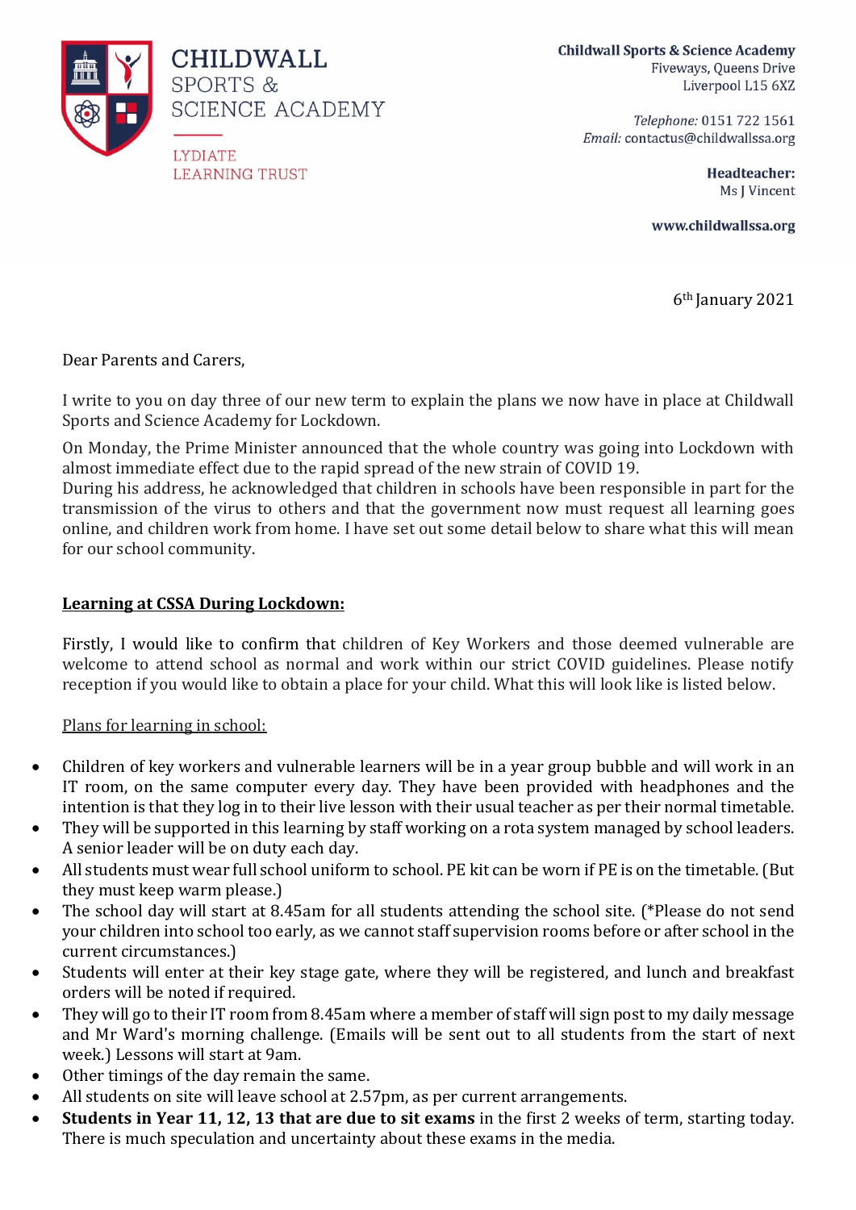CHILDWALL
SPORTS &
SCIENCE ACADEMY

LYDIATE
LEARNING TRUST

**Childwall Sports & Science Academy**
Fiveways, Queens Drive
Liverpool L15 6XZ

*Telephone:* 0151 722 1561
*Email:* contactus@childwallssa.org

**Headteacher:**
Ms J Vincent

**www.childwallssa.org**

6th January 2021

Dear Parents and Carers,

I write to you on day three of our new term to explain the plans we now have in place at Childwall Sports and Science Academy for Lockdown.

On Monday, the Prime Minister announced that the whole country was going into Lockdown with almost immediate effect due to the rapid spread of the new strain of COVID 19.
During his address, he acknowledged that children in schools have been responsible in part for the transmission of the virus to others and that the government now must request all learning goes online, and children work from home. I have set out some detail below to share what this will mean for our school community.

## <u>Learning at CSSA During Lockdown:</u>

Firstly, I would like to confirm that children of Key Workers and those deemed vulnerable are welcome to attend school as normal and work within our strict COVID guidelines. Please notify reception if you would like to obtain a place for your child. What this will look like is listed below.

<u>Plans for learning in school:</u>

- Children of key workers and vulnerable learners will be in a year group bubble and will work in an IT room, on the same computer every day. They have been provided with headphones and the intention is that they log in to their live lesson with their usual teacher as per their normal timetable.
- They will be supported in this learning by staff working on a rota system managed by school leaders. A senior leader will be on duty each day.
- All students must wear full school uniform to school. PE kit can be worn if PE is on the timetable. (But they must keep warm please.)
- The school day will start at 8.45am for all students attending the school site. (*Please do not send your children into school too early, as we cannot staff supervision rooms before or after school in the current circumstances.)
- Students will enter at their key stage gate, where they will be registered, and lunch and breakfast orders will be noted if required.
- They will go to their IT room from 8.45am where a member of staff will sign post to my daily message and Mr Ward's morning challenge. (Emails will be sent out to all students from the start of next week.) Lessons will start at 9am.
- Other timings of the day remain the same.
- All students on site will leave school at 2.57pm, as per current arrangements.
- **Students in Year 11, 12, 13 that are due to sit exams** in the first 2 weeks of term, starting today. There is much speculation and uncertainty about these exams in the media.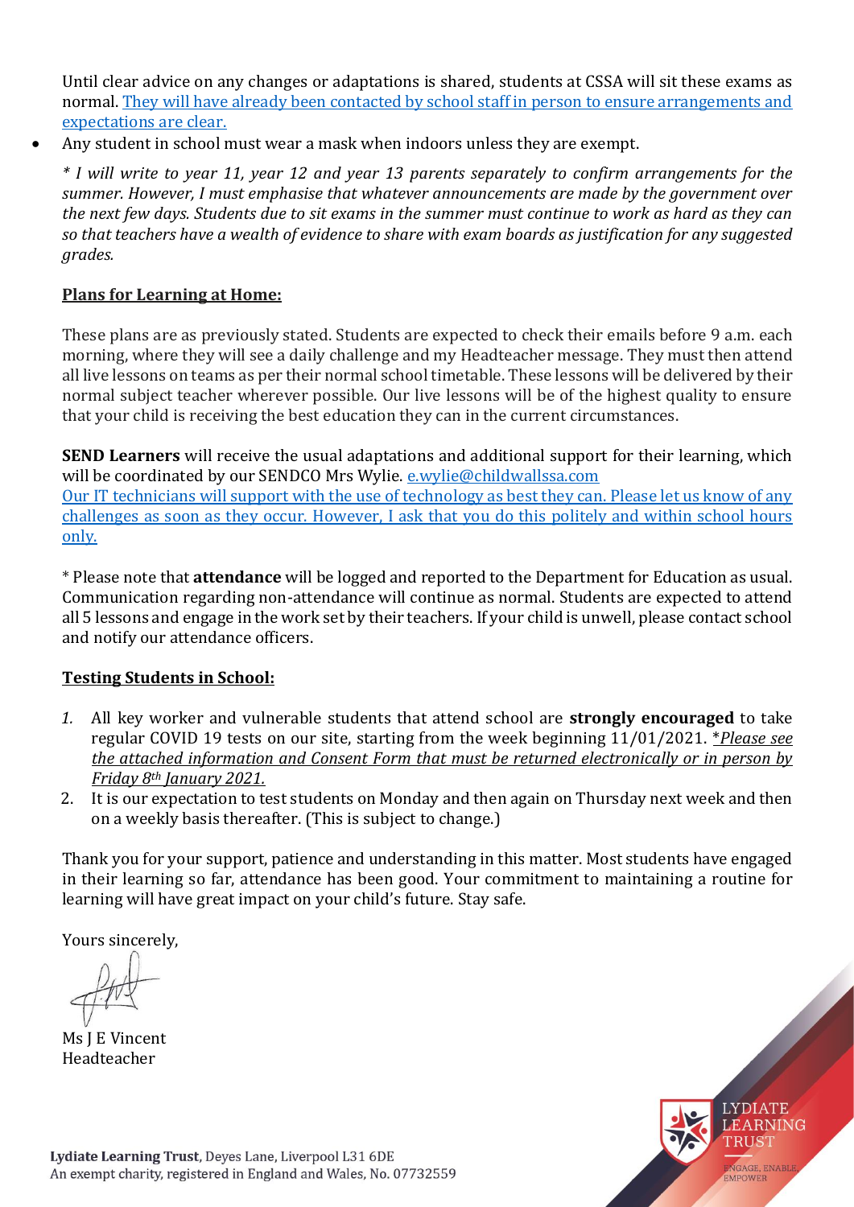Until clear advice on any changes or adaptations is shared, students at CSSA will sit these exams as normal. They will have already been contacted by school staff in person to ensure arrangements and expectations are clear.

- Any student in school must wear a mask when indoors unless they are exempt.

*\* I will write to year 11, year 12 and year 13 parents separately to confirm arrangements for the summer. However, I must emphasise that whatever announcements are made by the government over the next few days. Students due to sit exams in the summer must continue to work as hard as they can so that teachers have a wealth of evidence to share with exam boards as justification for any suggested grades.*

## Plans for Learning at Home:

These plans are as previously stated. Students are expected to check their emails before 9 a.m. each morning, where they will see a daily challenge and my Headteacher message. They must then attend all live lessons on teams as per their normal school timetable. These lessons will be delivered by their normal subject teacher wherever possible. Our live lessons will be of the highest quality to ensure that your child is receiving the best education they can in the current circumstances.

**SEND Learners** will receive the usual adaptations and additional support for their learning, which will be coordinated by our SENDCO Mrs Wylie. e.wylie@childwallssa.com
Our IT technicians will support with the use of technology as best they can. Please let us know of any challenges as soon as they occur. However, I ask that you do this politely and within school hours only.

\* Please note that **attendance** will be logged and reported to the Department for Education as usual. Communication regarding non-attendance will continue as normal. Students are expected to attend all 5 lessons and engage in the work set by their teachers. If your child is unwell, please contact school and notify our attendance officers.

## Testing Students in School:

1. All key worker and vulnerable students that attend school are **strongly encouraged** to take regular COVID 19 tests on our site, starting from the week beginning 11/01/2021. *\*Please see the attached information and Consent Form that must be returned electronically or in person by Friday 8th January 2021.*
2. It is our expectation to test students on Monday and then again on Thursday next week and then on a weekly basis thereafter. (This is subject to change.)

Thank you for your support, patience and understanding in this matter. Most students have engaged in their learning so far, attendance has been good. Your commitment to maintaining a routine for learning will have great impact on your child's future. Stay safe.

Yours sincerely,

Ms J E Vincent
Headteacher

**Lydiate Learning Trust**, Deyes Lane, Liverpool L31 6DE
An exempt charity, registered in England and Wales, No. 07732559